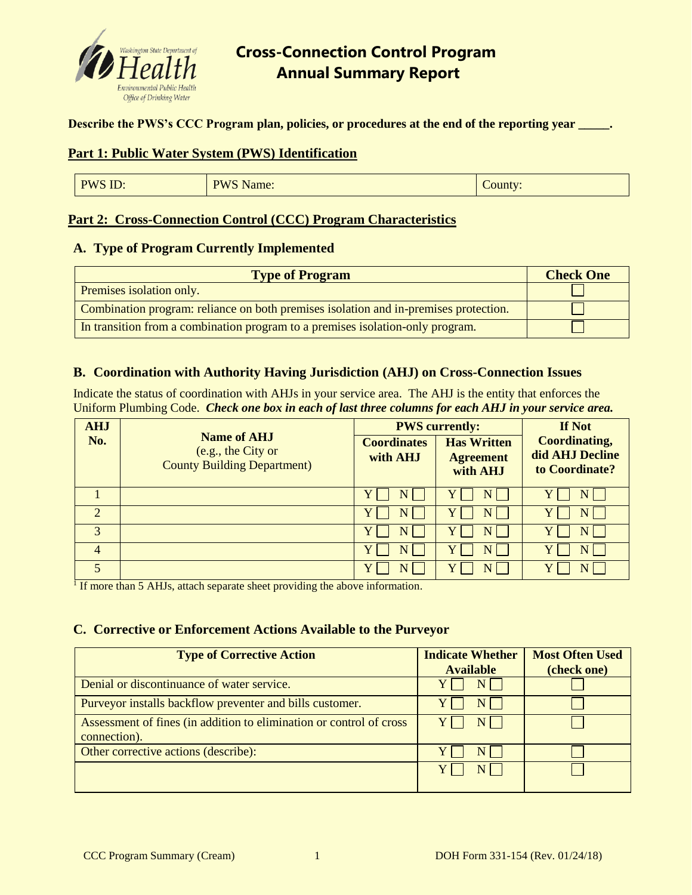# Cross-Connection Control Program Annual Summary Report

**Describe the PWS's CCC Program plan, policies, or procedures at the end of the reporting year _____.**

## Part 1: Public Water System (PWS) Identification

| PWS ID: | PWS Name: | County: |
|---|---|---|

## Part 2: Cross-Connection Control (CCC) Program Characteristics

### A. Type of Program Currently Implemented

| Type of Program | Check One |
|---|---|
| Premises isolation only. | ☐ |
| Combination program: reliance on both premises isolation and in-premises protection. | ☐ |
| In transition from a combination program to a premises isolation-only program. | ☐ |

### B. Coordination with Authority Having Jurisdiction (AHJ) on Cross-Connection Issues

Indicate the status of coordination with AHJs in your service area. The AHJ is the entity that enforces the Uniform Plumbing Code. ***Check one box in each of last three columns for each AHJ in your service area.***

| AHJ No. | Name of AHJ (e.g., the City or County Building Department) | PWS currently: | | If Not Coordinating, did AHJ Decline to Coordinate? |
|---|---|---|---|---|
| | | Coordinates with AHJ | Has Written Agreement with AHJ | |
| 1 | | Y ☐ N ☐ | Y ☐ N ☐ | Y ☐ N ☐ |
| 2 | | Y ☐ N ☐ | Y ☐ N ☐ | Y ☐ N ☐ |
| 3 | | Y ☐ N ☐ | Y ☐ N ☐ | Y ☐ N ☐ |
| 4 | | Y ☐ N ☐ | Y ☐ N ☐ | Y ☐ N ☐ |
| 5 | | Y ☐ N ☐ | Y ☐ N ☐ | Y ☐ N ☐ |

[1] If more than 5 AHJs, attach separate sheet providing the above information.

### C. Corrective or Enforcement Actions Available to the Purveyor

| Type of Corrective Action | Indicate Whether Available | Most Often Used (check one) |
|---|---|---|
| Denial or discontinuance of water service. | Y ☐ N ☐ | ☐ |
| Purveyor installs backflow preventer and bills customer. | Y ☐ N ☐ | ☐ |
| Assessment of fines (in addition to elimination or control of cross connection). | Y ☐ N ☐ | ☐ |
| Other corrective actions (describe): | Y ☐ N ☐ | ☐ |
| | Y ☐ N ☐ | ☐ |

CCC Program Summary (Cream) DOH Form 331-154 (Rev. 01/24/18)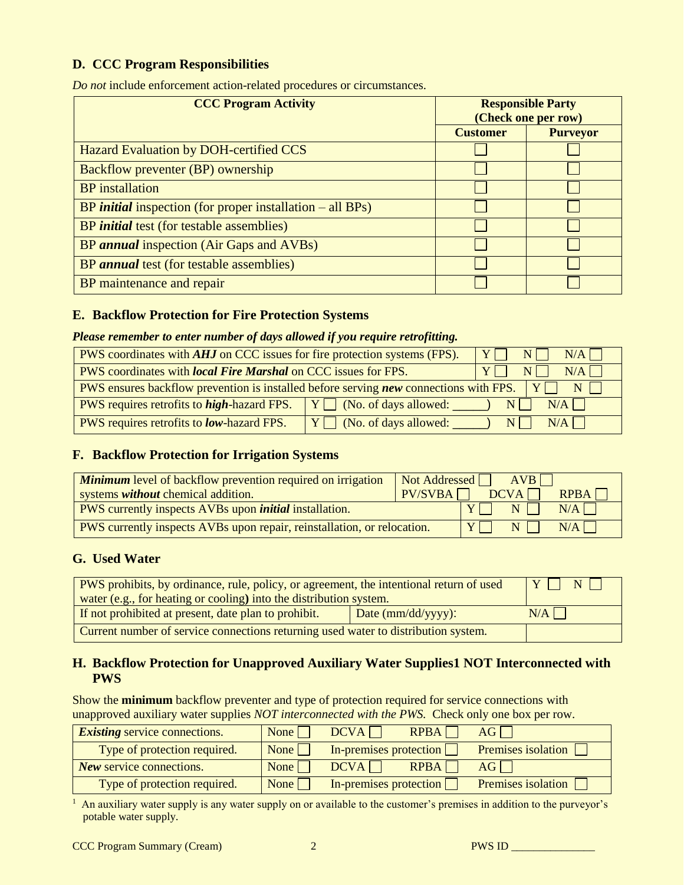## D. CCC Program Responsibilities

*Do not* include enforcement action-related procedures or circumstances.

| CCC Program Activity | Responsible Party (Check one per row) | |
|---|---|---|
| | **Customer** | **Purveyor** |
| Hazard Evaluation by DOH-certified CCS | ☐ | ☐ |
| Backflow preventer (BP) ownership | ☐ | ☐ |
| BP installation | ☐ | ☐ |
| BP ***initial*** inspection (for proper installation – all BPs) | ☐ | ☐ |
| BP ***initial*** test (for testable assemblies) | ☐ | ☐ |
| BP ***annual*** inspection (Air Gaps and AVBs) | ☐ | ☐ |
| BP ***annual*** test (for testable assemblies) | ☐ | ☐ |
| BP maintenance and repair | ☐ | ☐ |

## E. Backflow Protection for Fire Protection Systems

***Please remember to enter number of days allowed if you require retrofitting.***

| | |
|---|---|
| PWS coordinates with ***AHJ*** on CCC issues for fire protection systems (FPS). | Y ☐ N ☐ N/A ☐ |
| PWS coordinates with ***local Fire Marshal*** on CCC issues for FPS. | Y ☐ N ☐ N/A ☐ |
| PWS ensures backflow prevention is installed before serving ***new*** connections with FPS. | Y ☐ N ☐ |
| PWS requires retrofits to ***high***-hazard FPS. | Y ☐ (No. of days allowed: _____) N ☐ N/A ☐ |
| PWS requires retrofits to ***low***-hazard FPS. | Y ☐ (No. of days allowed: _____) N ☐ N/A ☐ |

## F. Backflow Protection for Irrigation Systems

| | |
|---|---|
| ***Minimum*** level of backflow prevention required on irrigation systems ***without*** chemical addition. | Not Addressed ☐ AVB ☐ PV/SVBA ☐ DCVA ☐ RPBA ☐ |
| PWS currently inspects AVBs upon ***initial*** installation. | Y ☐ N ☐ N/A ☐ |
| PWS currently inspects AVBs upon repair, reinstallation, or relocation. | Y ☐ N ☐ N/A ☐ |

## G. Used Water

| | | |
|---|---|---|
| PWS prohibits, by ordinance, rule, policy, or agreement, the intentional return of used water (e.g., for heating or cooling) into the distribution system. | | Y ☐ N ☐ |
| If not prohibited at present, date plan to prohibit. | Date (mm/dd/yyyy): | N/A ☐ |
| Current number of service connections returning used water to distribution system. | | |

## H. Backflow Protection for Unapproved Auxiliary Water Supplies[1] NOT Interconnected with PWS

Show the **minimum** backflow preventer and type of protection required for service connections with unapproved auxiliary water supplies *NOT interconnected with the PWS.* Check only one box per row.

| | | | | |
|---|---|---|---|---|
| ***Existing*** service connections. | None ☐ | DCVA ☐ | RPBA ☐ | AG ☐ |
| Type of protection required. | None ☐ | In-premises protection ☐ | | Premises isolation ☐ |
| ***New*** service connections. | None ☐ | DCVA ☐ | RPBA ☐ | AG ☐ |
| Type of protection required. | None ☐ | In-premises protection ☐ | | Premises isolation ☐ |

[1] An auxiliary water supply is any water supply on or available to the customer's premises in addition to the purveyor's potable water supply.

CCC Program Summary (Cream) PWS ID _______________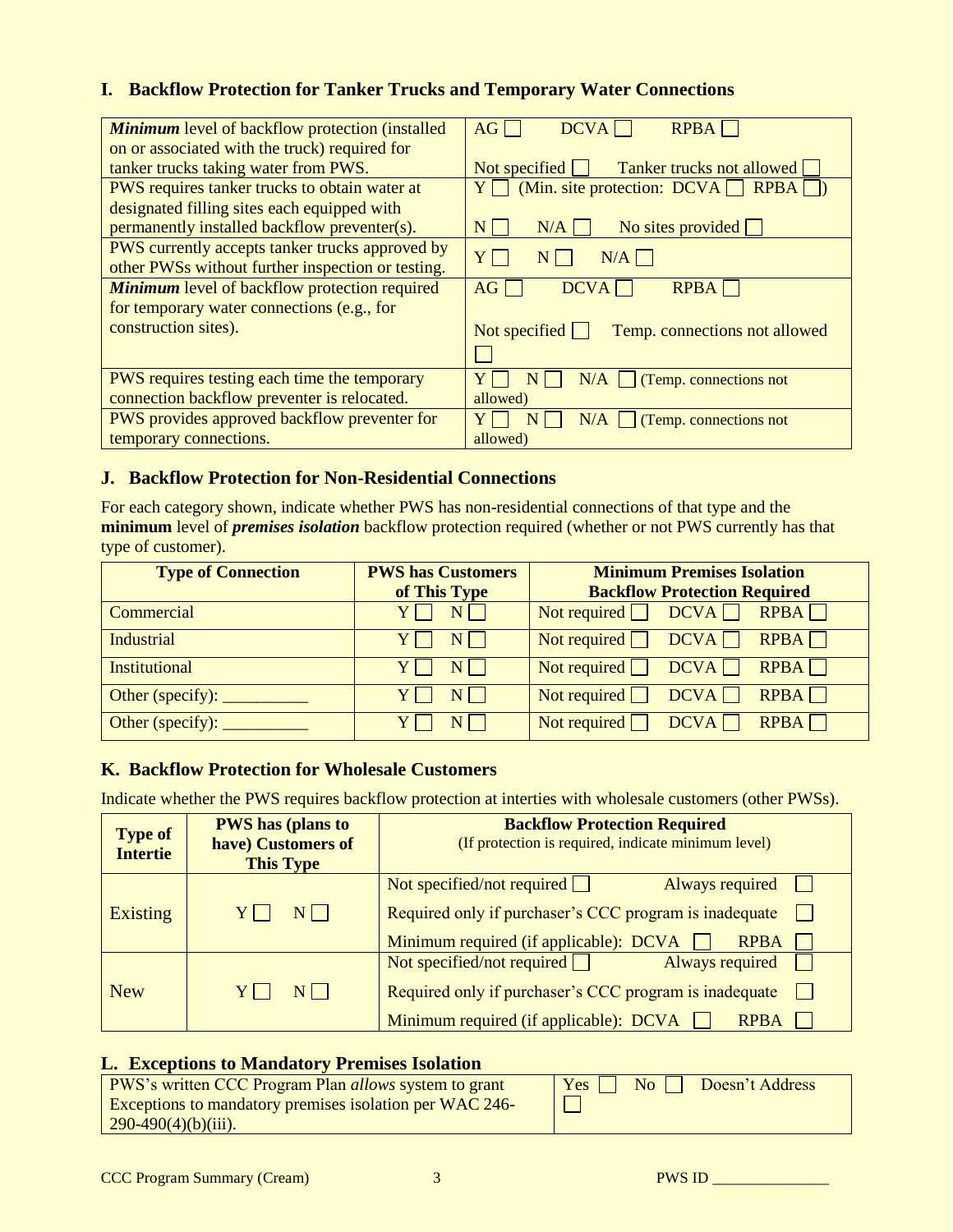## I. Backflow Protection for Tanker Trucks and Temporary Water Connections

| | |
|---|---|
| ***Minimum*** level of backflow protection (installed on or associated with the truck) required for tanker trucks taking water from PWS. | AG ☐ DCVA ☐ RPBA ☐<br>Not specified ☐ Tanker trucks not allowed ☐ |
| PWS requires tanker trucks to obtain water at designated filling sites each equipped with permanently installed backflow preventer(s). | Y ☐ (Min. site protection: DCVA ☐ RPBA ☐)<br>N ☐ N/A ☐ No sites provided ☐ |
| PWS currently accepts tanker trucks approved by other PWSs without further inspection or testing. | Y ☐ N ☐ N/A ☐ |
| ***Minimum*** level of backflow protection required for temporary water connections (e.g., for construction sites). | AG ☐ DCVA ☐ RPBA ☐<br>Not specified ☐ Temp. connections not allowed ☐ |
| PWS requires testing each time the temporary connection backflow preventer is relocated. | Y ☐ N ☐ N/A ☐ (Temp. connections not allowed) |
| PWS provides approved backflow preventer for temporary connections. | Y ☐ N ☐ N/A ☐ (Temp. connections not allowed) |

## J. Backflow Protection for Non-Residential Connections

For each category shown, indicate whether PWS has non-residential connections of that type and the **minimum** level of ***premises isolation*** backflow protection required (whether or not PWS currently has that type of customer).

| Type of Connection | PWS has Customers of This Type | Minimum Premises Isolation Backflow Protection Required |
|---|---|---|
| Commercial | Y ☐ N ☐ | Not required ☐ DCVA ☐ RPBA ☐ |
| Industrial | Y ☐ N ☐ | Not required ☐ DCVA ☐ RPBA ☐ |
| Institutional | Y ☐ N ☐ | Not required ☐ DCVA ☐ RPBA ☐ |
| Other (specify): __________ | Y ☐ N ☐ | Not required ☐ DCVA ☐ RPBA ☐ |
| Other (specify): __________ | Y ☐ N ☐ | Not required ☐ DCVA ☐ RPBA ☐ |

## K. Backflow Protection for Wholesale Customers

Indicate whether the PWS requires backflow protection at interties with wholesale customers (other PWSs).

| Type of Intertie | PWS has (plans to have) Customers of This Type | Backflow Protection Required (If protection is required, indicate minimum level) |
|---|---|---|
| Existing | Y ☐ N ☐ | Not specified/not required ☐ Always required ☐<br>Required only if purchaser's CCC program is inadequate ☐<br>Minimum required (if applicable): DCVA ☐ RPBA ☐ |
| New | Y ☐ N ☐ | Not specified/not required ☐ Always required ☐<br>Required only if purchaser's CCC program is inadequate ☐<br>Minimum required (if applicable): DCVA ☐ RPBA ☐ |

## L. Exceptions to Mandatory Premises Isolation

| | |
|---|---|
| PWS's written CCC Program Plan *allows* system to grant Exceptions to mandatory premises isolation per WAC 246-290-490(4)(b)(iii). | Yes ☐ No ☐ Doesn't Address ☐ |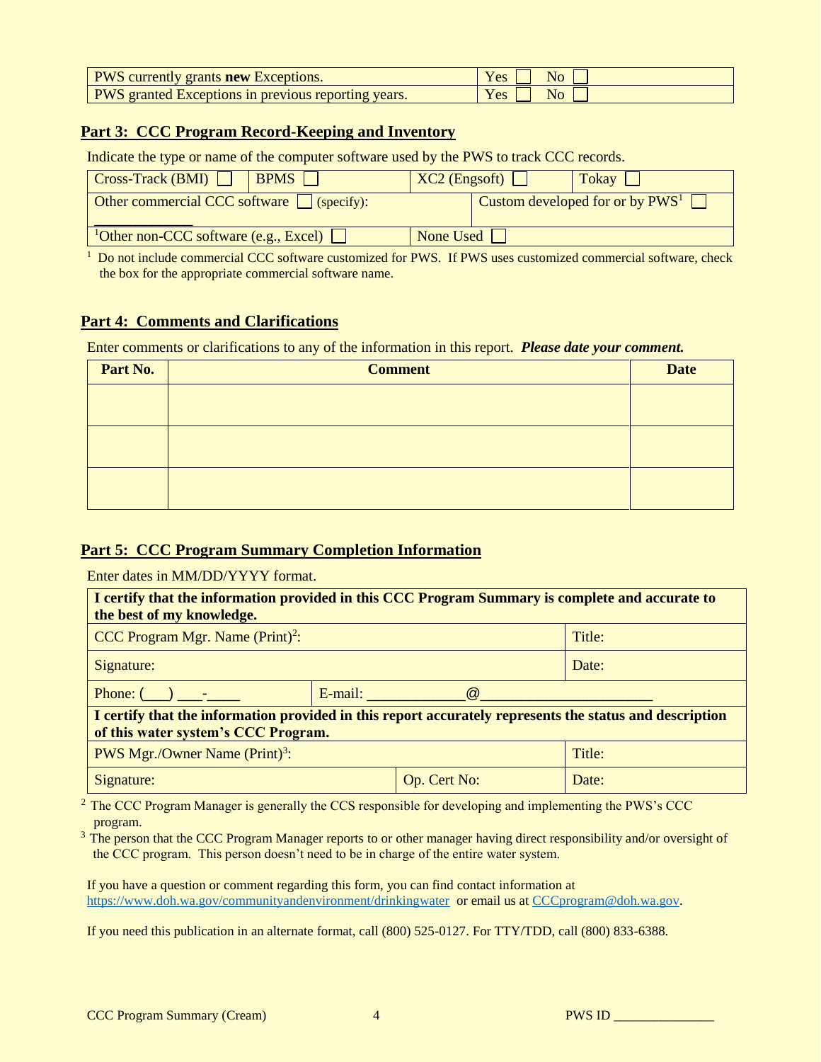| | |
|---|---|
| PWS currently grants **new** Exceptions. | Yes ☐ No ☐ |
| PWS granted Exceptions in previous reporting years. | Yes ☐ No ☐ |

## Part 3: CCC Program Record-Keeping and Inventory

Indicate the type or name of the computer software used by the PWS to track CCC records.

| | | | |
|---|---|---|---|
| Cross-Track (BMI) ☐ | BPMS ☐ | XC2 (Engsoft) ☐ | Tokay ☐ |
| Other commercial CCC software ☐ (specify): ____________ | | Custom developed for or by PWS[1] ☐ | |
| [1]Other non-CCC software (e.g., Excel) ☐ | | None Used ☐ | |

[1] Do not include commercial CCC software customized for PWS. If PWS uses customized commercial software, check the box for the appropriate commercial software name.

## Part 4: Comments and Clarifications

Enter comments or clarifications to any of the information in this report. ***Please date your comment.***

| Part No. | Comment | Date |
|---|---|---|
| | | |
| | | |
| | | |

## Part 5: CCC Program Summary Completion Information

Enter dates in MM/DD/YYYY format.

| | | | |
|---|---|---|---|
| **I certify that the information provided in this CCC Program Summary is complete and accurate to the best of my knowledge.** | | | |
| CCC Program Mgr. Name (Print)[2]: | | | Title: |
| Signature: | | | Date: |
| Phone: (___) ___-____ | E-mail: ____________@_____________________ | | |
| **I certify that the information provided in this report accurately represents the status and description of this water system's CCC Program.** | | | |
| PWS Mgr./Owner Name (Print)[3]: | | | Title: |
| Signature: | | Op. Cert No: | Date: |

[2] The CCC Program Manager is generally the CCS responsible for developing and implementing the PWS's CCC program.

[3] The person that the CCC Program Manager reports to or other manager having direct responsibility and/or oversight of the CCC program. This person doesn't need to be in charge of the entire water system.

If you have a question or comment regarding this form, you can find contact information at https://www.doh.wa.gov/communityandenvironment/drinkingwater or email us at CCCprogram@doh.wa.gov.

If you need this publication in an alternate format, call (800) 525-0127. For TTY/TDD, call (800) 833-6388.

CCC Program Summary (Cream) PWS ID ______________